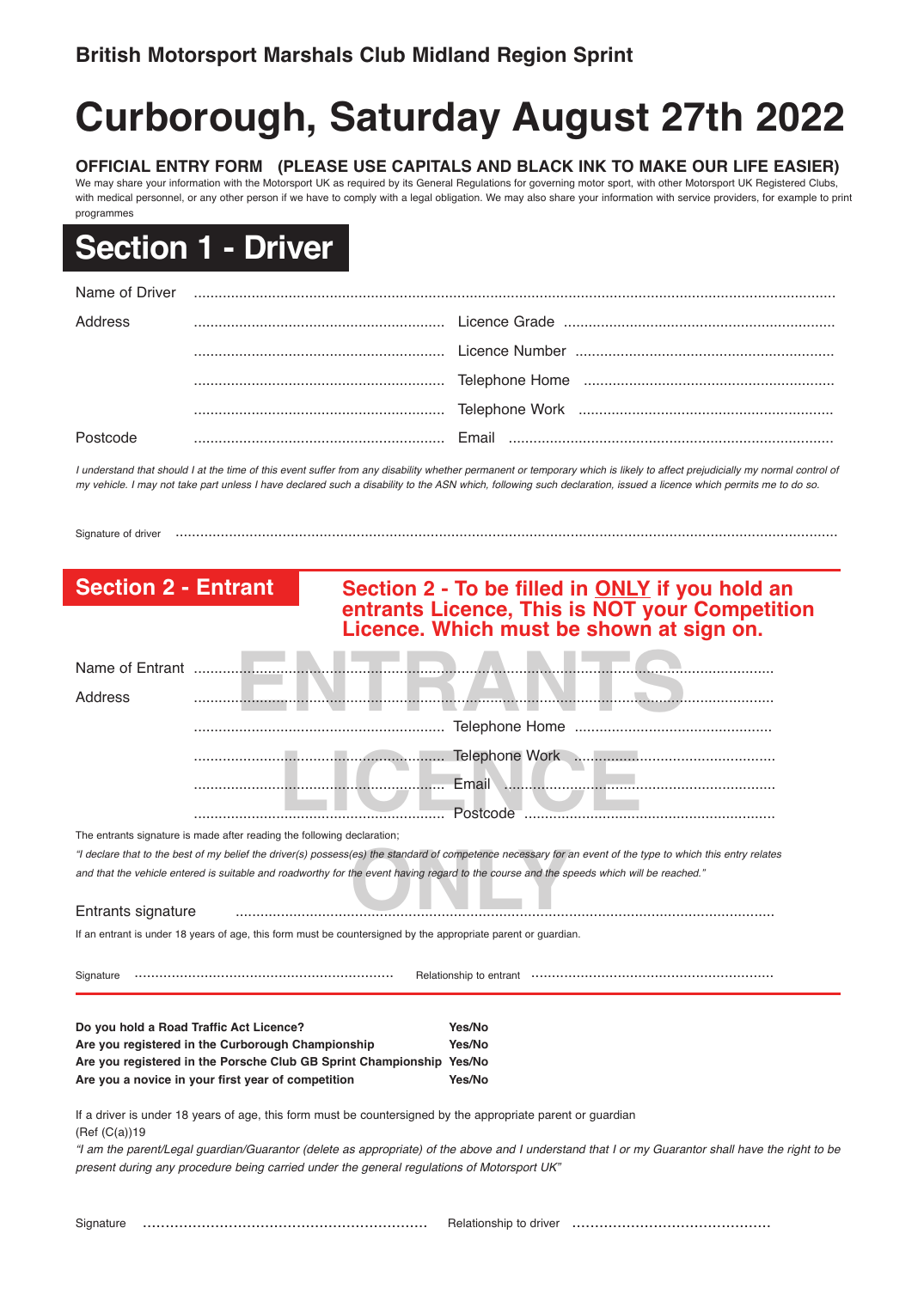**British Motorsport Marshals Club Midland Region Sprint**

# Curborough, Saturday August 27th 2022

**OFFICIAL ENTRY FORM (PLEASE USE CAPITALS AND BLACK INK TO MAKE OUR LIFE EASIER)**

We may share your information with the Motorsport UK as required by its General Regulations for governing motor sport, with other Motorsport UK Registered Clubs, with medical personnel, or any other person if we have to comply with a legal obligation. We may also share your information with service providers, for example to print programmes

## Section 1 - Driver

Name of Driver ..........................................................................................

Address .................................... Licence Grade ....................................

.................................... Licence Number ....................................

.................................... Telephone Home ....................................

.................................... Telephone Work ....................................

Postcode .................................... Email ....................................

*I understand that should I at the time of this event suffer from any disability whether permanent or temporary which is likely to affect prejudicially my normal control of my vehicle. I may not take part unless I have declared such a disability to the ASN which, following such declaration, issued a licence which permits me to do so.*

Signature of driver ..........................................................................................

## Section 2 - Entrant

**Section 2 - To be filled in ONLY if you hold an entrants Licence, This is NOT your Competition Licence. Which must be shown at sign on.**

ENTRANTS LICENCE ONLY

Name of Entrant ..........................................................................................

Address ..........................................................................................

.................................... Telephone Home ....................................

.................................... Telephone Work ....................................

.................................... Email ....................................

.................................... Postcode ....................................

The entrants signature is made after reading the following declaration;

*"I declare that to the best of my belief the driver(s) possess(es) the standard of competence necessary for an event of the type to which this entry relates and that the vehicle entered is suitable and roadworthy for the event having regard to the course and the speeds which will be reached."*

Entrants signature ..........................................................................................

If an entrant is under 18 years of age, this form must be countersigned by the appropriate parent or guardian.

Signature .................................... Relationship to entrant ....................................

| | |
|---|---|
| **Do you hold a Road Traffic Act Licence?** | **Yes/No** |
| **Are you registered in the Curborough Championship** | **Yes/No** |
| **Are you registered in the Porsche Club GB Sprint Championship** | **Yes/No** |
| **Are you a novice in your first year of competition** | **Yes/No** |

If a driver is under 18 years of age, this form must be countersigned by the appropriate parent or guardian
(Ref (C(a))19

*"I am the parent/Legal guardian/Guarantor (delete as appropriate) of the above and I understand that I or my Guarantor shall have the right to be present during any procedure being carried under the general regulations of Motorsport UK"*

Signature .................................... Relationship to driver ....................................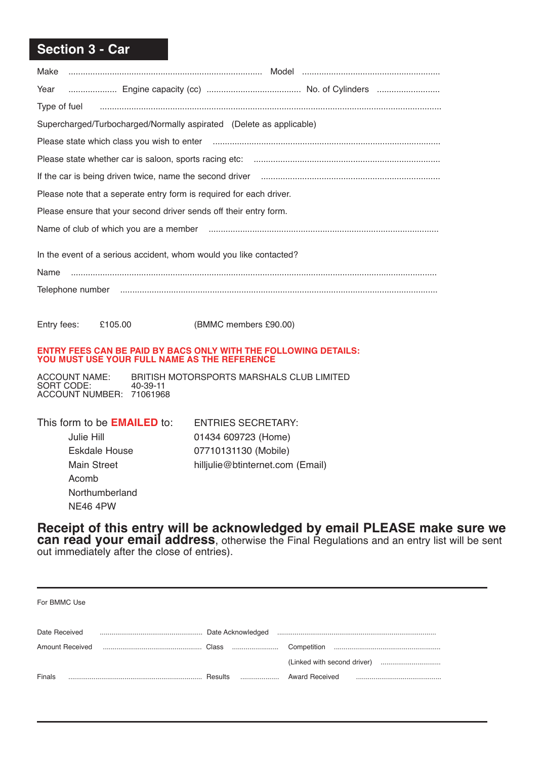## Section 3 - Car

Make ............................................................................... Model .........................................................

Year .................... Engine capacity (cc) ...................................... No. of Cylinders ..........................

Type of fuel .............................................................................................................................................

Supercharged/Turbocharged/Normally aspirated (Delete as applicable)

Please state which class you wish to enter .............................................................................................

Please state whether car is saloon, sports racing etc: ............................................................................

If the car is being driven twice, name the second driver .........................................................................

Please note that a seperate entry form is required for each driver.

Please ensure that your second driver sends off their entry form.

Name of club of which you are a member ..............................................................................................

In the event of a serious accident, whom would you like contacted?

Name ......................................................................................................................................................

Telephone number ..................................................................................................................................

Entry fees: £105.00 (BMMC members £90.00)

**ENTRY FEES CAN BE PAID BY BACS ONLY WITH THE FOLLOWING DETAILS:**
**YOU MUST USE YOUR FULL NAME AS THE REFERENCE**

ACCOUNT NAME: BRITISH MOTORSPORTS MARSHALS CLUB LIMITED
SORT CODE: 40-39-11
ACCOUNT NUMBER: 71061968

This form to be **EMAILED** to:

Julie Hill
Eskdale House
Main Street
Acomb
Northumberland
NE46 4PW

ENTRIES SECRETARY:
01434 609723 (Home)
07710131130 (Mobile)
hilljulie@btinternet.com (Email)

**Receipt of this entry will be acknowledged by email PLEASE make sure we can read your email address**, otherwise the Final Regulations and an entry list will be sent out immediately after the close of entries).

---

For BMMC Use

Date Received .................................................... Date Acknowledged ................................................................................

Amount Received .................................................. Class ........................ Competition ......................................................

(Linked with second driver) ..............................

Finals .................................................................... Results .................... Award Received ............................................

---